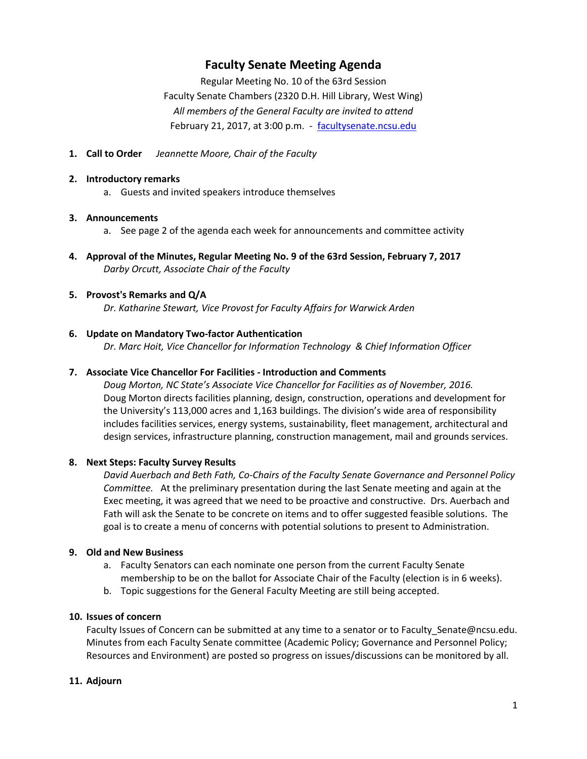# Faculty Senate Meeting Agenda

Regular Meeting No. 10 of the 63rd Session
Faculty Senate Chambers (2320 D.H. Hill Library, West Wing)
*All members of the General Faculty are invited to attend*
February 21, 2017, at 3:00 p.m. - [facultysenate.ncsu.edu](facultysenate.ncsu.edu)

1. **Call to Order** *Jeannette Moore, Chair of the Faculty*

2. **Introductory remarks**
   a. Guests and invited speakers introduce themselves

3. **Announcements**
   a. See page 2 of the agenda each week for announcements and committee activity

4. **Approval of the Minutes, Regular Meeting No. 9 of the 63rd Session, February 7, 2017**
   *Darby Orcutt, Associate Chair of the Faculty*

5. **Provost's Remarks and Q/A**
   *Dr. Katharine Stewart, Vice Provost for Faculty Affairs for Warwick Arden*

6. **Update on Mandatory Two-factor Authentication**
   *Dr. Marc Hoit, Vice Chancellor for Information Technology & Chief Information Officer*

7. **Associate Vice Chancellor For Facilities - Introduction and Comments**
   *Doug Morton, NC State's Associate Vice Chancellor for Facilities as of November, 2016.*
   Doug Morton directs facilities planning, design, construction, operations and development for the University's 113,000 acres and 1,163 buildings. The division's wide area of responsibility includes facilities services, energy systems, sustainability, fleet management, architectural and design services, infrastructure planning, construction management, mail and grounds services.

8. **Next Steps: Faculty Survey Results**
   *David Auerbach and Beth Fath, Co-Chairs of the Faculty Senate Governance and Personnel Policy Committee.* At the preliminary presentation during the last Senate meeting and again at the Exec meeting, it was agreed that we need to be proactive and constructive. Drs. Auerbach and Fath will ask the Senate to be concrete on items and to offer suggested feasible solutions. The goal is to create a menu of concerns with potential solutions to present to Administration.

9. **Old and New Business**
   a. Faculty Senators can each nominate one person from the current Faculty Senate membership to be on the ballot for Associate Chair of the Faculty (election is in 6 weeks).
   b. Topic suggestions for the General Faculty Meeting are still being accepted.

10. **Issues of concern**
    Faculty Issues of Concern can be submitted at any time to a senator or to Faculty_Senate@ncsu.edu. Minutes from each Faculty Senate committee (Academic Policy; Governance and Personnel Policy; Resources and Environment) are posted so progress on issues/discussions can be monitored by all.

11. **Adjourn**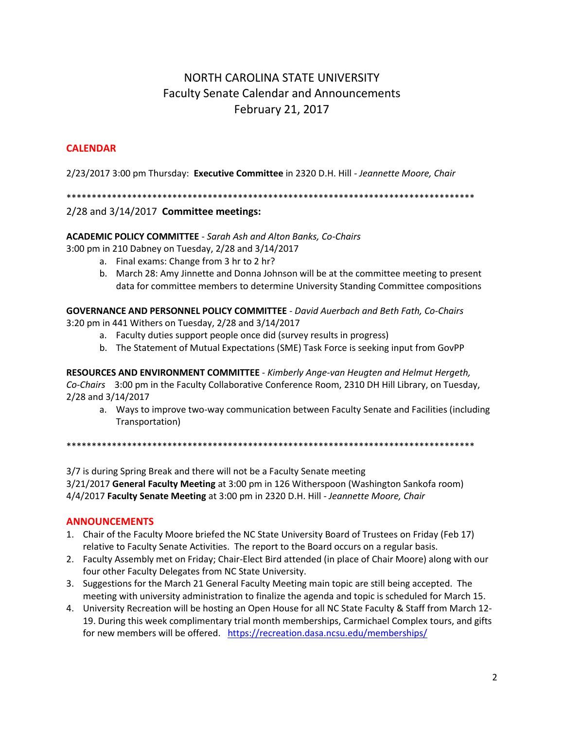# NORTH CAROLINA STATE UNIVERSITY
## Faculty Senate Calendar and Announcements
## February 21, 2017

### CALENDAR

2/23/2017 3:00 pm Thursday: **Executive Committee** in 2320 D.H. Hill - *Jeannette Moore, Chair*

************************************************************************************

2/28 and 3/14/2017 **Committee meetings:**

**ACADEMIC POLICY COMMITTEE** - *Sarah Ash and Alton Banks, Co-Chairs*
3:00 pm in 210 Dabney on Tuesday, 2/28 and 3/14/2017

a. Final exams: Change from 3 hr to 2 hr?
b. March 28: Amy Jinnette and Donna Johnson will be at the committee meeting to present data for committee members to determine University Standing Committee compositions

**GOVERNANCE AND PERSONNEL POLICY COMMITTEE** - *David Auerbach and Beth Fath, Co-Chairs*
3:20 pm in 441 Withers on Tuesday, 2/28 and 3/14/2017

a. Faculty duties support people once did (survey results in progress)
b. The Statement of Mutual Expectations (SME) Task Force is seeking input from GovPP

**RESOURCES AND ENVIRONMENT COMMITTEE** - *Kimberly Ange-van Heugten and Helmut Hergeth, Co-Chairs* 3:00 pm in the Faculty Collaborative Conference Room, 2310 DH Hill Library, on Tuesday, 2/28 and 3/14/2017

a. Ways to improve two-way communication between Faculty Senate and Facilities (including Transportation)

************************************************************************************

3/7 is during Spring Break and there will not be a Faculty Senate meeting
3/21/2017 **General Faculty Meeting** at 3:00 pm in 126 Witherspoon (Washington Sankofa room)
4/4/2017 **Faculty Senate Meeting** at 3:00 pm in 2320 D.H. Hill - *Jeannette Moore, Chair*

### ANNOUNCEMENTS

1. Chair of the Faculty Moore briefed the NC State University Board of Trustees on Friday (Feb 17) relative to Faculty Senate Activities. The report to the Board occurs on a regular basis.
2. Faculty Assembly met on Friday; Chair-Elect Bird attended (in place of Chair Moore) along with our four other Faculty Delegates from NC State University.
3. Suggestions for the March 21 General Faculty Meeting main topic are still being accepted. The meeting with university administration to finalize the agenda and topic is scheduled for March 15.
4. University Recreation will be hosting an Open House for all NC State Faculty & Staff from March 12-19. During this week complimentary trial month memberships, Carmichael Complex tours, and gifts for new members will be offered. https://recreation.dasa.ncsu.edu/memberships/